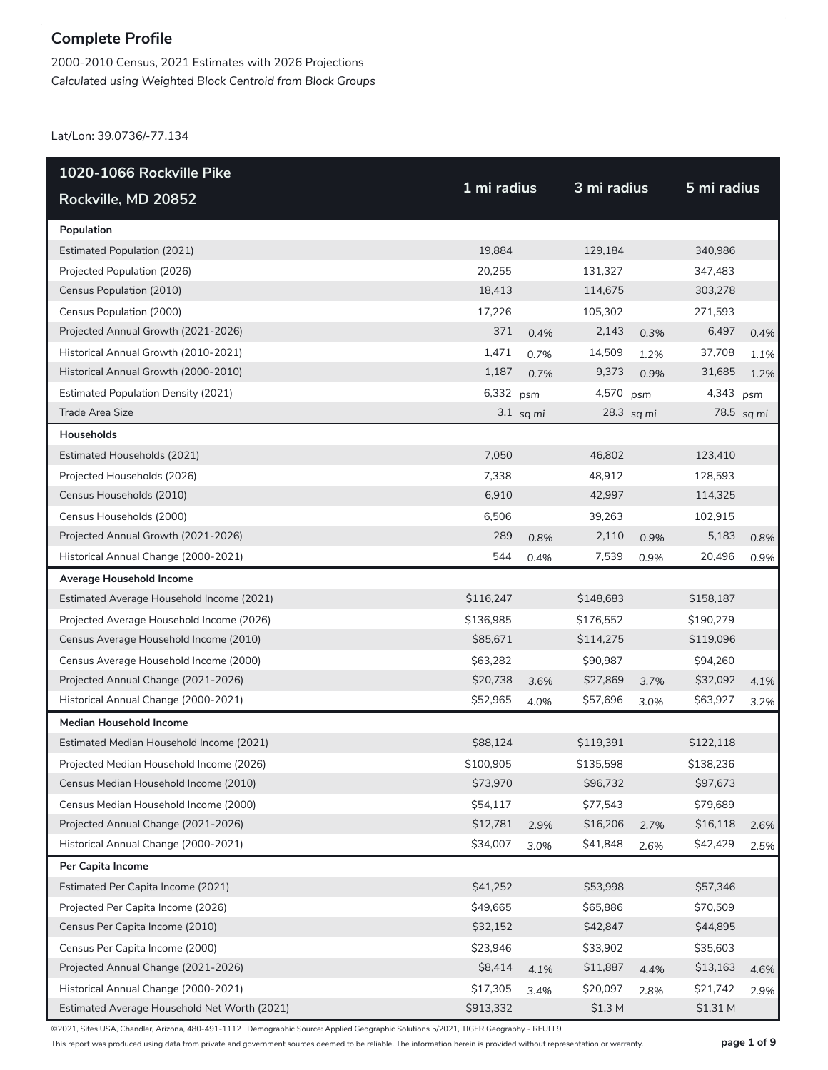## Complete Profile

2000-2010 Census, 2021 Estimates with 2026 Projections
*Calculated using Weighted Block Centroid from Block Groups*

Lat/Lon: 39.0736/-77.134

| 1020-1066 Rockville Pike<br>Rockville, MD 20852 | 1 mi radius | | 3 mi radius | | 5 mi radius | |
|---|---|---|---|---|---|---|
| **Population** | | | | | | |
| Estimated Population (2021) | 19,884 | | 129,184 | | 340,986 | |
| Projected Population (2026) | 20,255 | | 131,327 | | 347,483 | |
| Census Population (2010) | 18,413 | | 114,675 | | 303,278 | |
| Census Population (2000) | 17,226 | | 105,302 | | 271,593 | |
| Projected Annual Growth (2021-2026) | 371 | 0.4% | 2,143 | 0.3% | 6,497 | 0.4% |
| Historical Annual Growth (2010-2021) | 1,471 | 0.7% | 14,509 | 1.2% | 37,708 | 1.1% |
| Historical Annual Growth (2000-2010) | 1,187 | 0.7% | 9,373 | 0.9% | 31,685 | 1.2% |
| Estimated Population Density (2021) | 6,332 | psm | 4,570 | psm | 4,343 | psm |
| Trade Area Size | 3.1 | sq mi | 28.3 | sq mi | 78.5 | sq mi |
| **Households** | | | | | | |
| Estimated Households (2021) | 7,050 | | 46,802 | | 123,410 | |
| Projected Households (2026) | 7,338 | | 48,912 | | 128,593 | |
| Census Households (2010) | 6,910 | | 42,997 | | 114,325 | |
| Census Households (2000) | 6,506 | | 39,263 | | 102,915 | |
| Projected Annual Growth (2021-2026) | 289 | 0.8% | 2,110 | 0.9% | 5,183 | 0.8% |
| Historical Annual Change (2000-2021) | 544 | 0.4% | 7,539 | 0.9% | 20,496 | 0.9% |
| **Average Household Income** | | | | | | |
| Estimated Average Household Income (2021) | $116,247 | | $148,683 | | $158,187 | |
| Projected Average Household Income (2026) | $136,985 | | $176,552 | | $190,279 | |
| Census Average Household Income (2010) | $85,671 | | $114,275 | | $119,096 | |
| Census Average Household Income (2000) | $63,282 | | $90,987 | | $94,260 | |
| Projected Annual Change (2021-2026) | $20,738 | 3.6% | $27,869 | 3.7% | $32,092 | 4.1% |
| Historical Annual Change (2000-2021) | $52,965 | 4.0% | $57,696 | 3.0% | $63,927 | 3.2% |
| **Median Household Income** | | | | | | |
| Estimated Median Household Income (2021) | $88,124 | | $119,391 | | $122,118 | |
| Projected Median Household Income (2026) | $100,905 | | $135,598 | | $138,236 | |
| Census Median Household Income (2010) | $73,970 | | $96,732 | | $97,673 | |
| Census Median Household Income (2000) | $54,117 | | $77,543 | | $79,689 | |
| Projected Annual Change (2021-2026) | $12,781 | 2.9% | $16,206 | 2.7% | $16,118 | 2.6% |
| Historical Annual Change (2000-2021) | $34,007 | 3.0% | $41,848 | 2.6% | $42,429 | 2.5% |
| **Per Capita Income** | | | | | | |
| Estimated Per Capita Income (2021) | $41,252 | | $53,998 | | $57,346 | |
| Projected Per Capita Income (2026) | $49,665 | | $65,886 | | $70,509 | |
| Census Per Capita Income (2010) | $32,152 | | $42,847 | | $44,895 | |
| Census Per Capita Income (2000) | $23,946 | | $33,902 | | $35,603 | |
| Projected Annual Change (2021-2026) | $8,414 | 4.1% | $11,887 | 4.4% | $13,163 | 4.6% |
| Historical Annual Change (2000-2021) | $17,305 | 3.4% | $20,097 | 2.8% | $21,742 | 2.9% |
| Estimated Average Household Net Worth (2021) | $913,332 | | $1.3 M | | $1.31 M | |

©2021, Sites USA, Chandler, Arizona, 480-491-1112 Demographic Source: Applied Geographic Solutions 5/2021, TIGER Geography - RFULL9

This report was produced using data from private and government sources deemed to be reliable. The information herein is provided without representation or warranty.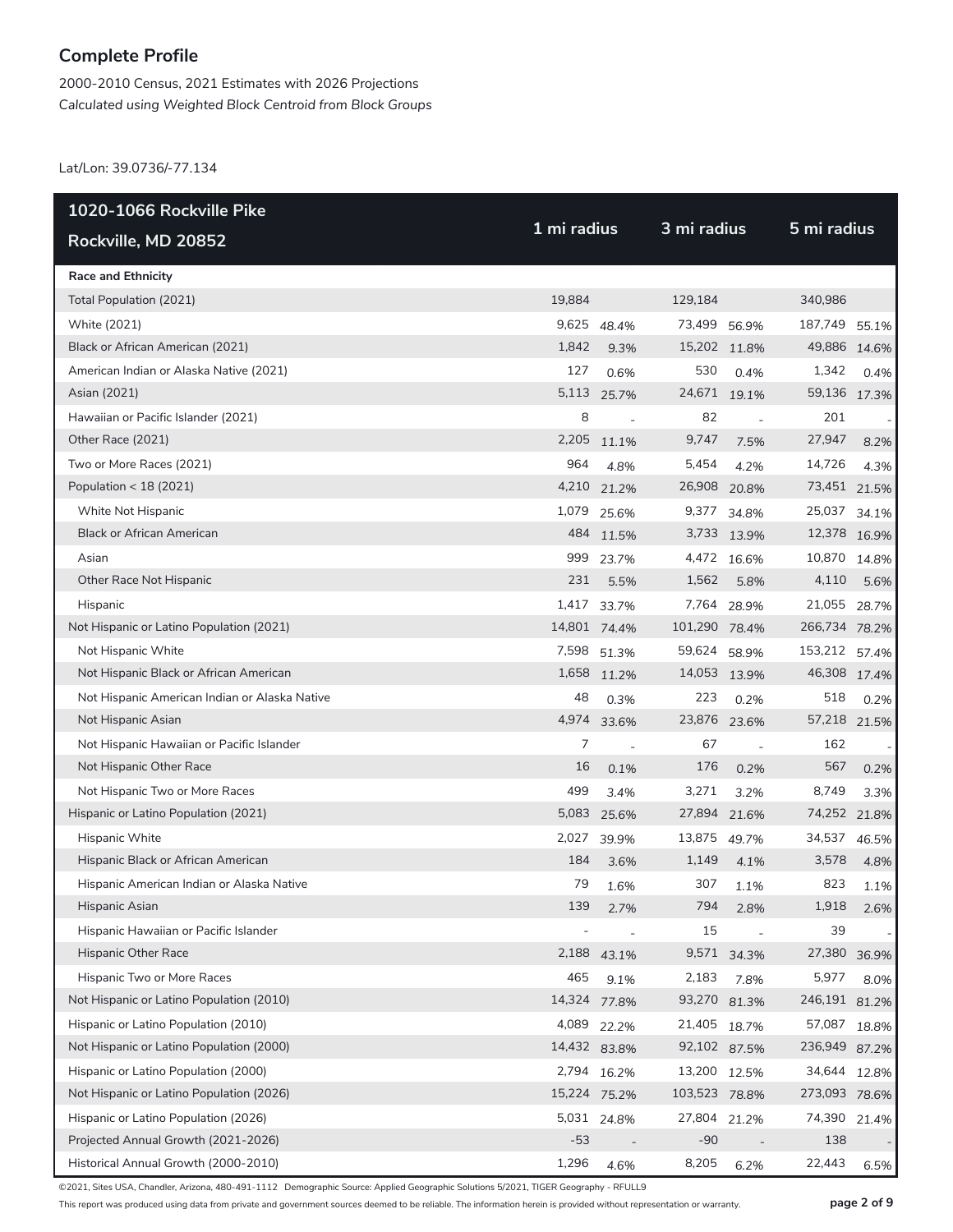## Complete Profile

2000-2010 Census, 2021 Estimates with 2026 Projections
*Calculated using Weighted Block Centroid from Block Groups*

Lat/Lon: 39.0736/-77.134

| 1020-1066 Rockville Pike<br>Rockville, MD 20852 | 1 mi radius | | 3 mi radius | | 5 mi radius | |
|---|---|---|---|---|---|---|
| **Race and Ethnicity** | | | | | | |
| Total Population (2021) | 19,884 | | 129,184 | | 340,986 | |
| White (2021) | 9,625 | 48.4% | 73,499 | 56.9% | 187,749 | 55.1% |
| Black or African American (2021) | 1,842 | 9.3% | 15,202 | 11.8% | 49,886 | 14.6% |
| American Indian or Alaska Native (2021) | 127 | 0.6% | 530 | 0.4% | 1,342 | 0.4% |
| Asian (2021) | 5,113 | 25.7% | 24,671 | 19.1% | 59,136 | 17.3% |
| Hawaiian or Pacific Islander (2021) | 8 | - | 82 | - | 201 | - |
| Other Race (2021) | 2,205 | 11.1% | 9,747 | 7.5% | 27,947 | 8.2% |
| Two or More Races (2021) | 964 | 4.8% | 5,454 | 4.2% | 14,726 | 4.3% |
| Population < 18 (2021) | 4,210 | 21.2% | 26,908 | 20.8% | 73,451 | 21.5% |
| White Not Hispanic | 1,079 | 25.6% | 9,377 | 34.8% | 25,037 | 34.1% |
| Black or African American | 484 | 11.5% | 3,733 | 13.9% | 12,378 | 16.9% |
| Asian | 999 | 23.7% | 4,472 | 16.6% | 10,870 | 14.8% |
| Other Race Not Hispanic | 231 | 5.5% | 1,562 | 5.8% | 4,110 | 5.6% |
| Hispanic | 1,417 | 33.7% | 7,764 | 28.9% | 21,055 | 28.7% |
| Not Hispanic or Latino Population (2021) | 14,801 | 74.4% | 101,290 | 78.4% | 266,734 | 78.2% |
| Not Hispanic White | 7,598 | 51.3% | 59,624 | 58.9% | 153,212 | 57.4% |
| Not Hispanic Black or African American | 1,658 | 11.2% | 14,053 | 13.9% | 46,308 | 17.4% |
| Not Hispanic American Indian or Alaska Native | 48 | 0.3% | 223 | 0.2% | 518 | 0.2% |
| Not Hispanic Asian | 4,974 | 33.6% | 23,876 | 23.6% | 57,218 | 21.5% |
| Not Hispanic Hawaiian or Pacific Islander | 7 | - | 67 | - | 162 | - |
| Not Hispanic Other Race | 16 | 0.1% | 176 | 0.2% | 567 | 0.2% |
| Not Hispanic Two or More Races | 499 | 3.4% | 3,271 | 3.2% | 8,749 | 3.3% |
| Hispanic or Latino Population (2021) | 5,083 | 25.6% | 27,894 | 21.6% | 74,252 | 21.8% |
| Hispanic White | 2,027 | 39.9% | 13,875 | 49.7% | 34,537 | 46.5% |
| Hispanic Black or African American | 184 | 3.6% | 1,149 | 4.1% | 3,578 | 4.8% |
| Hispanic American Indian or Alaska Native | 79 | 1.6% | 307 | 1.1% | 823 | 1.1% |
| Hispanic Asian | 139 | 2.7% | 794 | 2.8% | 1,918 | 2.6% |
| Hispanic Hawaiian or Pacific Islander | - | - | 15 | - | 39 | - |
| Hispanic Other Race | 2,188 | 43.1% | 9,571 | 34.3% | 27,380 | 36.9% |
| Hispanic Two or More Races | 465 | 9.1% | 2,183 | 7.8% | 5,977 | 8.0% |
| Not Hispanic or Latino Population (2010) | 14,324 | 77.8% | 93,270 | 81.3% | 246,191 | 81.2% |
| Hispanic or Latino Population (2010) | 4,089 | 22.2% | 21,405 | 18.7% | 57,087 | 18.8% |
| Not Hispanic or Latino Population (2000) | 14,432 | 83.8% | 92,102 | 87.5% | 236,949 | 87.2% |
| Hispanic or Latino Population (2000) | 2,794 | 16.2% | 13,200 | 12.5% | 34,644 | 12.8% |
| Not Hispanic or Latino Population (2026) | 15,224 | 75.2% | 103,523 | 78.8% | 273,093 | 78.6% |
| Hispanic or Latino Population (2026) | 5,031 | 24.8% | 27,804 | 21.2% | 74,390 | 21.4% |
| Projected Annual Growth (2021-2026) | -53 | - | -90 | - | 138 | - |
| Historical Annual Growth (2000-2010) | 1,296 | 4.6% | 8,205 | 6.2% | 22,443 | 6.5% |

©2021, Sites USA, Chandler, Arizona, 480-491-1112 Demographic Source: Applied Geographic Solutions 5/2021, TIGER Geography - RFULL9

This report was produced using data from private and government sources deemed to be reliable. The information herein is provided without representation or warranty.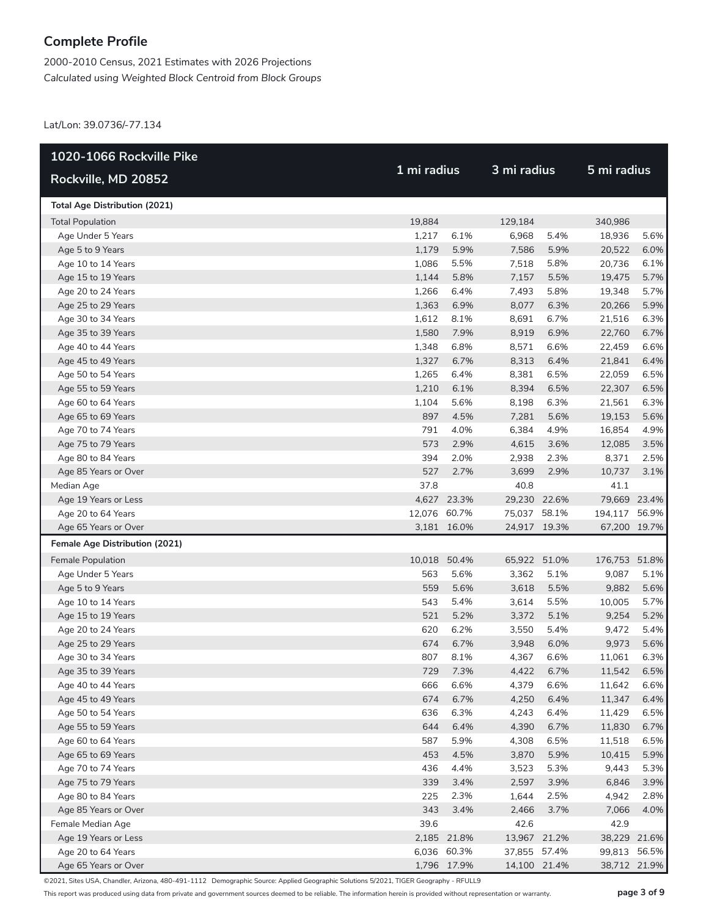## Complete Profile

2000-2010 Census, 2021 Estimates with 2026 Projections
*Calculated using Weighted Block Centroid from Block Groups*

Lat/Lon: 39.0736/-77.134

| 1020-1066 Rockville Pike<br>Rockville, MD 20852 | 1 mi radius | | 3 mi radius | | 5 mi radius | |
|---|---|---|---|---|---|---|
| **Total Age Distribution (2021)** | | | | | | |
| Total Population | 19,884 | | 129,184 | | 340,986 | |
| Age Under 5 Years | 1,217 | 6.1% | 6,968 | 5.4% | 18,936 | 5.6% |
| Age 5 to 9 Years | 1,179 | 5.9% | 7,586 | 5.9% | 20,522 | 6.0% |
| Age 10 to 14 Years | 1,086 | 5.5% | 7,518 | 5.8% | 20,736 | 6.1% |
| Age 15 to 19 Years | 1,144 | 5.8% | 7,157 | 5.5% | 19,475 | 5.7% |
| Age 20 to 24 Years | 1,266 | 6.4% | 7,493 | 5.8% | 19,348 | 5.7% |
| Age 25 to 29 Years | 1,363 | 6.9% | 8,077 | 6.3% | 20,266 | 5.9% |
| Age 30 to 34 Years | 1,612 | 8.1% | 8,691 | 6.7% | 21,516 | 6.3% |
| Age 35 to 39 Years | 1,580 | 7.9% | 8,919 | 6.9% | 22,760 | 6.7% |
| Age 40 to 44 Years | 1,348 | 6.8% | 8,571 | 6.6% | 22,459 | 6.6% |
| Age 45 to 49 Years | 1,327 | 6.7% | 8,313 | 6.4% | 21,841 | 6.4% |
| Age 50 to 54 Years | 1,265 | 6.4% | 8,381 | 6.5% | 22,059 | 6.5% |
| Age 55 to 59 Years | 1,210 | 6.1% | 8,394 | 6.5% | 22,307 | 6.5% |
| Age 60 to 64 Years | 1,104 | 5.6% | 8,198 | 6.3% | 21,561 | 6.3% |
| Age 65 to 69 Years | 897 | 4.5% | 7,281 | 5.6% | 19,153 | 5.6% |
| Age 70 to 74 Years | 791 | 4.0% | 6,384 | 4.9% | 16,854 | 4.9% |
| Age 75 to 79 Years | 573 | 2.9% | 4,615 | 3.6% | 12,085 | 3.5% |
| Age 80 to 84 Years | 394 | 2.0% | 2,938 | 2.3% | 8,371 | 2.5% |
| Age 85 Years or Over | 527 | 2.7% | 3,699 | 2.9% | 10,737 | 3.1% |
| Median Age | 37.8 | | 40.8 | | 41.1 | |
| Age 19 Years or Less | 4,627 | 23.3% | 29,230 | 22.6% | 79,669 | 23.4% |
| Age 20 to 64 Years | 12,076 | 60.7% | 75,037 | 58.1% | 194,117 | 56.9% |
| Age 65 Years or Over | 3,181 | 16.0% | 24,917 | 19.3% | 67,200 | 19.7% |
| **Female Age Distribution (2021)** | | | | | | |
| Female Population | 10,018 | 50.4% | 65,922 | 51.0% | 176,753 | 51.8% |
| Age Under 5 Years | 563 | 5.6% | 3,362 | 5.1% | 9,087 | 5.1% |
| Age 5 to 9 Years | 559 | 5.6% | 3,618 | 5.5% | 9,882 | 5.6% |
| Age 10 to 14 Years | 543 | 5.4% | 3,614 | 5.5% | 10,005 | 5.7% |
| Age 15 to 19 Years | 521 | 5.2% | 3,372 | 5.1% | 9,254 | 5.2% |
| Age 20 to 24 Years | 620 | 6.2% | 3,550 | 5.4% | 9,472 | 5.4% |
| Age 25 to 29 Years | 674 | 6.7% | 3,948 | 6.0% | 9,973 | 5.6% |
| Age 30 to 34 Years | 807 | 8.1% | 4,367 | 6.6% | 11,061 | 6.3% |
| Age 35 to 39 Years | 729 | 7.3% | 4,422 | 6.7% | 11,542 | 6.5% |
| Age 40 to 44 Years | 666 | 6.6% | 4,379 | 6.6% | 11,642 | 6.6% |
| Age 45 to 49 Years | 674 | 6.7% | 4,250 | 6.4% | 11,347 | 6.4% |
| Age 50 to 54 Years | 636 | 6.3% | 4,243 | 6.4% | 11,429 | 6.5% |
| Age 55 to 59 Years | 644 | 6.4% | 4,390 | 6.7% | 11,830 | 6.7% |
| Age 60 to 64 Years | 587 | 5.9% | 4,308 | 6.5% | 11,518 | 6.5% |
| Age 65 to 69 Years | 453 | 4.5% | 3,870 | 5.9% | 10,415 | 5.9% |
| Age 70 to 74 Years | 436 | 4.4% | 3,523 | 5.3% | 9,443 | 5.3% |
| Age 75 to 79 Years | 339 | 3.4% | 2,597 | 3.9% | 6,846 | 3.9% |
| Age 80 to 84 Years | 225 | 2.3% | 1,644 | 2.5% | 4,942 | 2.8% |
| Age 85 Years or Over | 343 | 3.4% | 2,466 | 3.7% | 7,066 | 4.0% |
| Female Median Age | 39.6 | | 42.6 | | 42.9 | |
| Age 19 Years or Less | 2,185 | 21.8% | 13,967 | 21.2% | 38,229 | 21.6% |
| Age 20 to 64 Years | 6,036 | 60.3% | 37,855 | 57.4% | 99,813 | 56.5% |
| Age 65 Years or Over | 1,796 | 17.9% | 14,100 | 21.4% | 38,712 | 21.9% |

©2021, Sites USA, Chandler, Arizona, 480-491-1112 Demographic Source: Applied Geographic Solutions 5/2021, TIGER Geography - RFULL9

This report was produced using data from private and government sources deemed to be reliable. The information herein is provided without representation or warranty.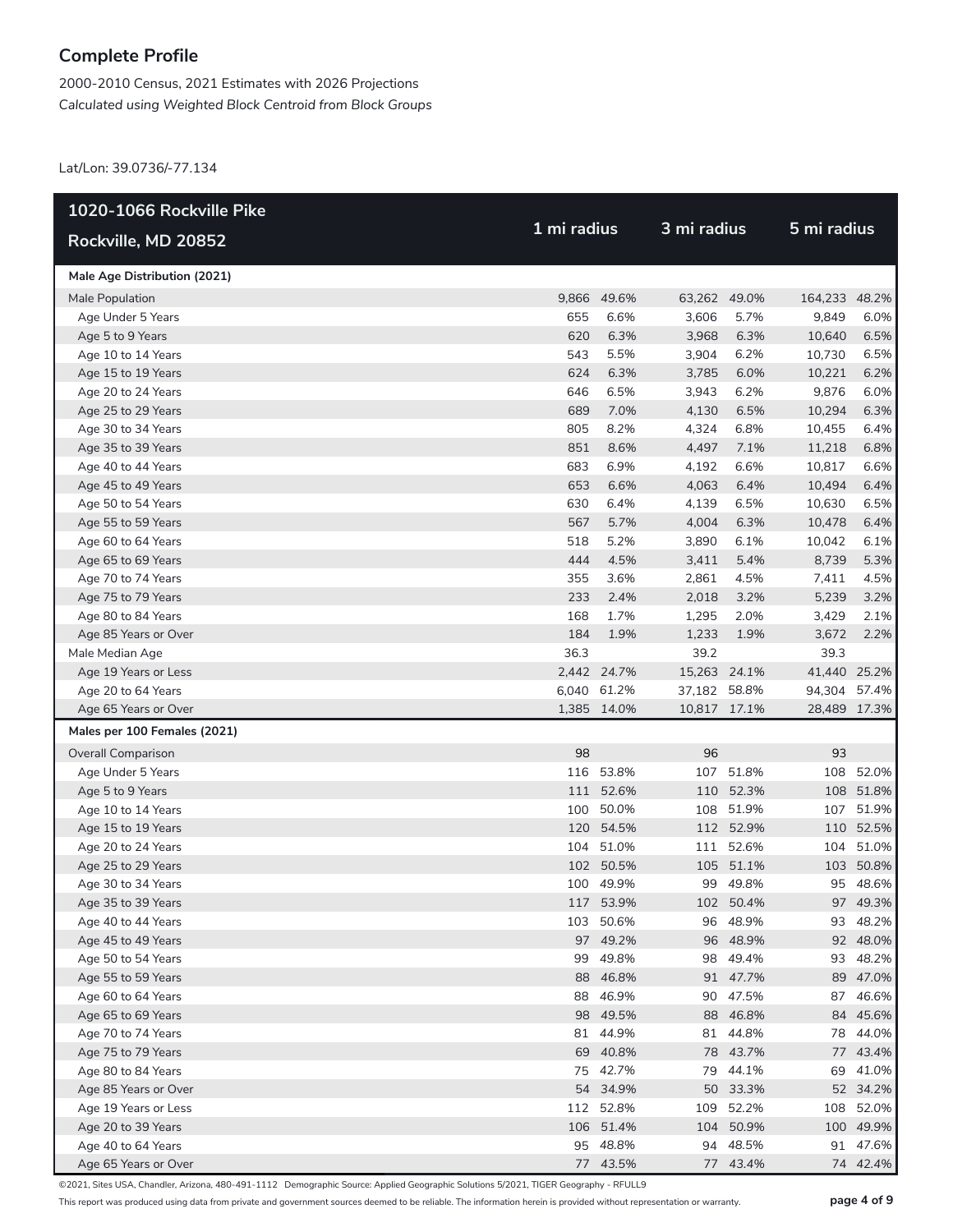## Complete Profile

2000-2010 Census, 2021 Estimates with 2026 Projections
*Calculated using Weighted Block Centroid from Block Groups*

Lat/Lon: 39.0736/-77.134

| 1020-1066 Rockville Pike Rockville, MD 20852 | 1 mi radius | | 3 mi radius | | 5 mi radius | |
|---|---|---|---|---|---|---|
| **Male Age Distribution (2021)** | | | | | | |
| Male Population | 9,866 | 49.6% | 63,262 | 49.0% | 164,233 | 48.2% |
| Age Under 5 Years | 655 | 6.6% | 3,606 | 5.7% | 9,849 | 6.0% |
| Age 5 to 9 Years | 620 | 6.3% | 3,968 | 6.3% | 10,640 | 6.5% |
| Age 10 to 14 Years | 543 | 5.5% | 3,904 | 6.2% | 10,730 | 6.5% |
| Age 15 to 19 Years | 624 | 6.3% | 3,785 | 6.0% | 10,221 | 6.2% |
| Age 20 to 24 Years | 646 | 6.5% | 3,943 | 6.2% | 9,876 | 6.0% |
| Age 25 to 29 Years | 689 | 7.0% | 4,130 | 6.5% | 10,294 | 6.3% |
| Age 30 to 34 Years | 805 | 8.2% | 4,324 | 6.8% | 10,455 | 6.4% |
| Age 35 to 39 Years | 851 | 8.6% | 4,497 | 7.1% | 11,218 | 6.8% |
| Age 40 to 44 Years | 683 | 6.9% | 4,192 | 6.6% | 10,817 | 6.6% |
| Age 45 to 49 Years | 653 | 6.6% | 4,063 | 6.4% | 10,494 | 6.4% |
| Age 50 to 54 Years | 630 | 6.4% | 4,139 | 6.5% | 10,630 | 6.5% |
| Age 55 to 59 Years | 567 | 5.7% | 4,004 | 6.3% | 10,478 | 6.4% |
| Age 60 to 64 Years | 518 | 5.2% | 3,890 | 6.1% | 10,042 | 6.1% |
| Age 65 to 69 Years | 444 | 4.5% | 3,411 | 5.4% | 8,739 | 5.3% |
| Age 70 to 74 Years | 355 | 3.6% | 2,861 | 4.5% | 7,411 | 4.5% |
| Age 75 to 79 Years | 233 | 2.4% | 2,018 | 3.2% | 5,239 | 3.2% |
| Age 80 to 84 Years | 168 | 1.7% | 1,295 | 2.0% | 3,429 | 2.1% |
| Age 85 Years or Over | 184 | 1.9% | 1,233 | 1.9% | 3,672 | 2.2% |
| Male Median Age | 36.3 | | 39.2 | | 39.3 | |
| Age 19 Years or Less | 2,442 | 24.7% | 15,263 | 24.1% | 41,440 | 25.2% |
| Age 20 to 64 Years | 6,040 | 61.2% | 37,182 | 58.8% | 94,304 | 57.4% |
| Age 65 Years or Over | 1,385 | 14.0% | 10,817 | 17.1% | 28,489 | 17.3% |
| **Males per 100 Females (2021)** | | | | | | |
| Overall Comparison | 98 | | 96 | | 93 | |
| Age Under 5 Years | 116 | 53.8% | 107 | 51.8% | 108 | 52.0% |
| Age 5 to 9 Years | 111 | 52.6% | 110 | 52.3% | 108 | 51.8% |
| Age 10 to 14 Years | 100 | 50.0% | 108 | 51.9% | 107 | 51.9% |
| Age 15 to 19 Years | 120 | 54.5% | 112 | 52.9% | 110 | 52.5% |
| Age 20 to 24 Years | 104 | 51.0% | 111 | 52.6% | 104 | 51.0% |
| Age 25 to 29 Years | 102 | 50.5% | 105 | 51.1% | 103 | 50.8% |
| Age 30 to 34 Years | 100 | 49.9% | 99 | 49.8% | 95 | 48.6% |
| Age 35 to 39 Years | 117 | 53.9% | 102 | 50.4% | 97 | 49.3% |
| Age 40 to 44 Years | 103 | 50.6% | 96 | 48.9% | 93 | 48.2% |
| Age 45 to 49 Years | 97 | 49.2% | 96 | 48.9% | 92 | 48.0% |
| Age 50 to 54 Years | 99 | 49.8% | 98 | 49.4% | 93 | 48.2% |
| Age 55 to 59 Years | 88 | 46.8% | 91 | 47.7% | 89 | 47.0% |
| Age 60 to 64 Years | 88 | 46.9% | 90 | 47.5% | 87 | 46.6% |
| Age 65 to 69 Years | 98 | 49.5% | 88 | 46.8% | 84 | 45.6% |
| Age 70 to 74 Years | 81 | 44.9% | 81 | 44.8% | 78 | 44.0% |
| Age 75 to 79 Years | 69 | 40.8% | 78 | 43.7% | 77 | 43.4% |
| Age 80 to 84 Years | 75 | 42.7% | 79 | 44.1% | 69 | 41.0% |
| Age 85 Years or Over | 54 | 34.9% | 50 | 33.3% | 52 | 34.2% |
| Age 19 Years or Less | 112 | 52.8% | 109 | 52.2% | 108 | 52.0% |
| Age 20 to 39 Years | 106 | 51.4% | 104 | 50.9% | 100 | 49.9% |
| Age 40 to 64 Years | 95 | 48.8% | 94 | 48.5% | 91 | 47.6% |
| Age 65 Years or Over | 77 | 43.5% | 77 | 43.4% | 74 | 42.4% |

©2021, Sites USA, Chandler, Arizona, 480-491-1112 Demographic Source: Applied Geographic Solutions 5/2021, TIGER Geography - RFULL9

This report was produced using data from private and government sources deemed to be reliable. The information herein is provided without representation or warranty.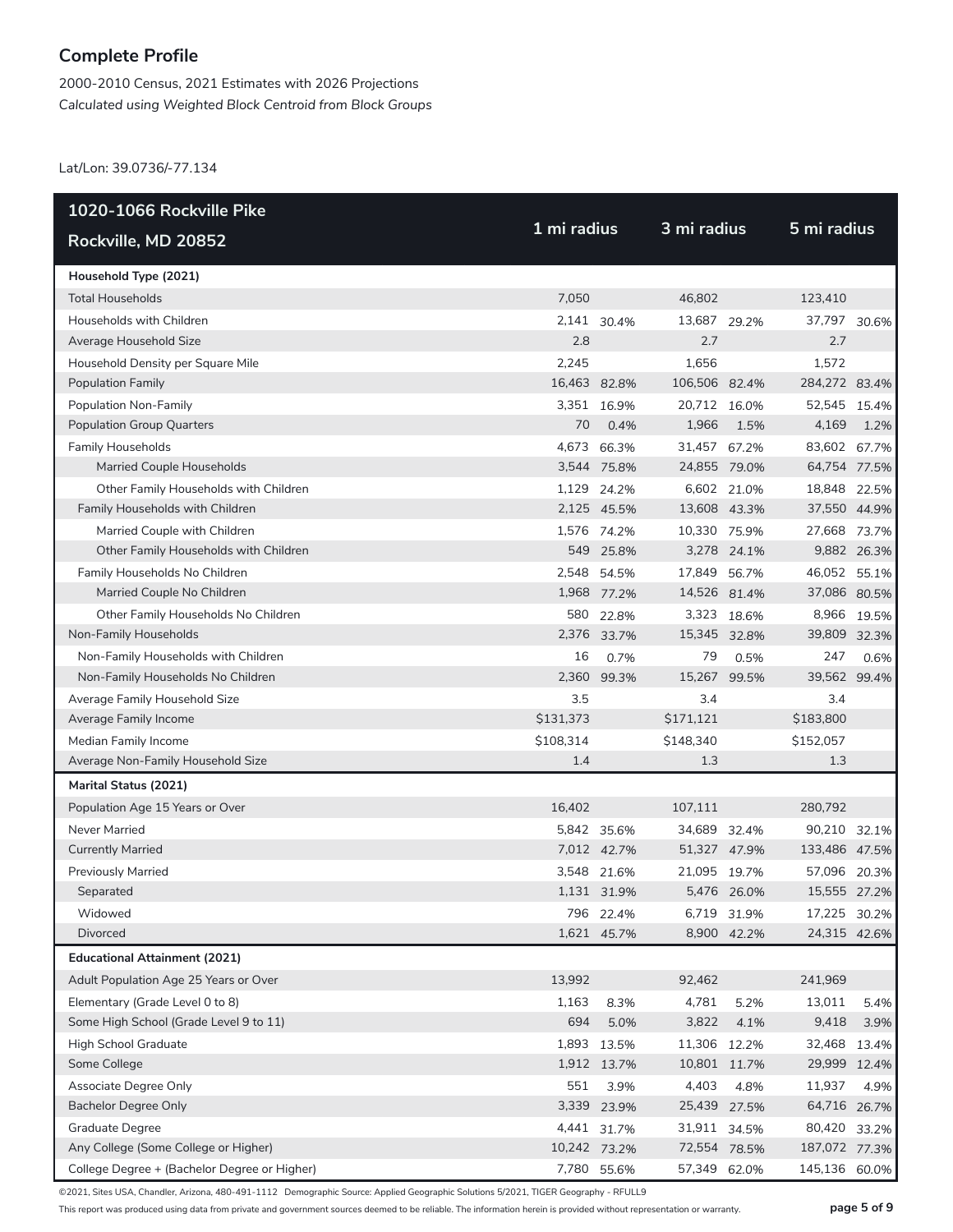## Complete Profile

2000-2010 Census, 2021 Estimates with 2026 Projections
*Calculated using Weighted Block Centroid from Block Groups*

Lat/Lon: 39.0736/-77.134

| 1020-1066 Rockville Pike<br>Rockville, MD 20852 | 1 mi radius | | 3 mi radius | | 5 mi radius | |
|---|---|---|---|---|---|---|
| **Household Type (2021)** | | | | | | |
| Total Households | 7,050 | | 46,802 | | 123,410 | |
| Households with Children | 2,141 | 30.4% | 13,687 | 29.2% | 37,797 | 30.6% |
| Average Household Size | 2.8 | | 2.7 | | 2.7 | |
| Household Density per Square Mile | 2,245 | | 1,656 | | 1,572 | |
| Population Family | 16,463 | 82.8% | 106,506 | 82.4% | 284,272 | 83.4% |
| Population Non-Family | 3,351 | 16.9% | 20,712 | 16.0% | 52,545 | 15.4% |
| Population Group Quarters | 70 | 0.4% | 1,966 | 1.5% | 4,169 | 1.2% |
| Family Households | 4,673 | 66.3% | 31,457 | 67.2% | 83,602 | 67.7% |
| Married Couple Households | 3,544 | 75.8% | 24,855 | 79.0% | 64,754 | 77.5% |
| Other Family Households with Children | 1,129 | 24.2% | 6,602 | 21.0% | 18,848 | 22.5% |
| Family Households with Children | 2,125 | 45.5% | 13,608 | 43.3% | 37,550 | 44.9% |
| Married Couple with Children | 1,576 | 74.2% | 10,330 | 75.9% | 27,668 | 73.7% |
| Other Family Households with Children | 549 | 25.8% | 3,278 | 24.1% | 9,882 | 26.3% |
| Family Households No Children | 2,548 | 54.5% | 17,849 | 56.7% | 46,052 | 55.1% |
| Married Couple No Children | 1,968 | 77.2% | 14,526 | 81.4% | 37,086 | 80.5% |
| Other Family Households No Children | 580 | 22.8% | 3,323 | 18.6% | 8,966 | 19.5% |
| Non-Family Households | 2,376 | 33.7% | 15,345 | 32.8% | 39,809 | 32.3% |
| Non-Family Households with Children | 16 | 0.7% | 79 | 0.5% | 247 | 0.6% |
| Non-Family Households No Children | 2,360 | 99.3% | 15,267 | 99.5% | 39,562 | 99.4% |
| Average Family Household Size | 3.5 | | 3.4 | | 3.4 | |
| Average Family Income | $131,373 | | $171,121 | | $183,800 | |
| Median Family Income | $108,314 | | $148,340 | | $152,057 | |
| Average Non-Family Household Size | 1.4 | | 1.3 | | 1.3 | |
| **Marital Status (2021)** | | | | | | |
| Population Age 15 Years or Over | 16,402 | | 107,111 | | 280,792 | |
| Never Married | 5,842 | 35.6% | 34,689 | 32.4% | 90,210 | 32.1% |
| Currently Married | 7,012 | 42.7% | 51,327 | 47.9% | 133,486 | 47.5% |
| Previously Married | 3,548 | 21.6% | 21,095 | 19.7% | 57,096 | 20.3% |
| Separated | 1,131 | 31.9% | 5,476 | 26.0% | 15,555 | 27.2% |
| Widowed | 796 | 22.4% | 6,719 | 31.9% | 17,225 | 30.2% |
| Divorced | 1,621 | 45.7% | 8,900 | 42.2% | 24,315 | 42.6% |
| **Educational Attainment (2021)** | | | | | | |
| Adult Population Age 25 Years or Over | 13,992 | | 92,462 | | 241,969 | |
| Elementary (Grade Level 0 to 8) | 1,163 | 8.3% | 4,781 | 5.2% | 13,011 | 5.4% |
| Some High School (Grade Level 9 to 11) | 694 | 5.0% | 3,822 | 4.1% | 9,418 | 3.9% |
| High School Graduate | 1,893 | 13.5% | 11,306 | 12.2% | 32,468 | 13.4% |
| Some College | 1,912 | 13.7% | 10,801 | 11.7% | 29,999 | 12.4% |
| Associate Degree Only | 551 | 3.9% | 4,403 | 4.8% | 11,937 | 4.9% |
| Bachelor Degree Only | 3,339 | 23.9% | 25,439 | 27.5% | 64,716 | 26.7% |
| Graduate Degree | 4,441 | 31.7% | 31,911 | 34.5% | 80,420 | 33.2% |
| Any College (Some College or Higher) | 10,242 | 73.2% | 72,554 | 78.5% | 187,072 | 77.3% |
| College Degree + (Bachelor Degree or Higher) | 7,780 | 55.6% | 57,349 | 62.0% | 145,136 | 60.0% |

©2021, Sites USA, Chandler, Arizona, 480-491-1112 Demographic Source: Applied Geographic Solutions 5/2021, TIGER Geography - RFULL9

This report was produced using data from private and government sources deemed to be reliable. The information herein is provided without representation or warranty.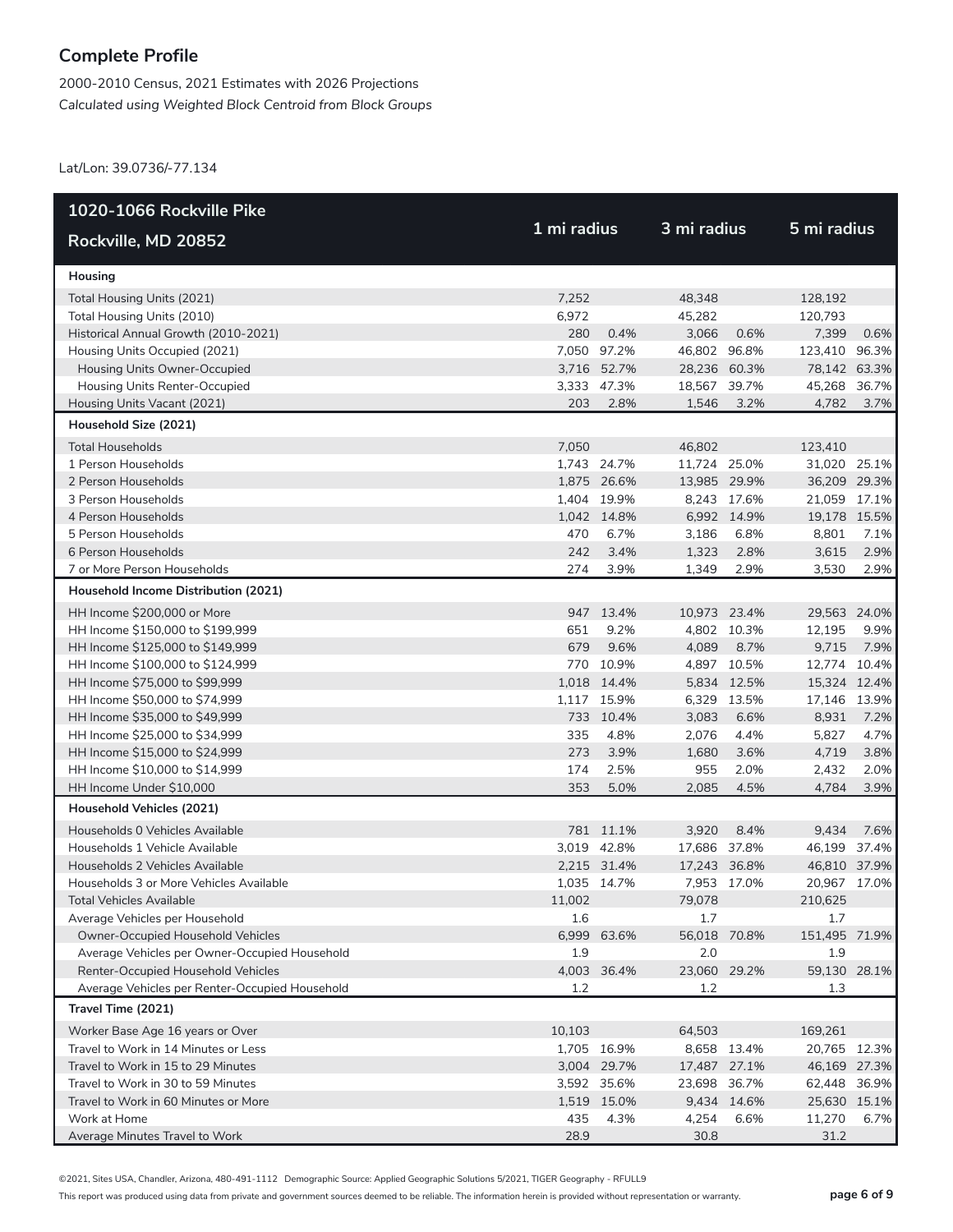## Complete Profile

2000-2010 Census, 2021 Estimates with 2026 Projections
*Calculated using Weighted Block Centroid from Block Groups*

Lat/Lon: 39.0736/-77.134

| 1020-1066 Rockville Pike<br>Rockville, MD 20852 | 1 mi radius | | 3 mi radius | | 5 mi radius | |
|---|---|---|---|---|---|---|
| **Housing** | | | | | | |
| Total Housing Units (2021) | 7,252 | | 48,348 | | 128,192 | |
| Total Housing Units (2010) | 6,972 | | 45,282 | | 120,793 | |
| Historical Annual Growth (2010-2021) | 280 | 0.4% | 3,066 | 0.6% | 7,399 | 0.6% |
| Housing Units Occupied (2021) | 7,050 | 97.2% | 46,802 | 96.8% | 123,410 | 96.3% |
| Housing Units Owner-Occupied | 3,716 | 52.7% | 28,236 | 60.3% | 78,142 | 63.3% |
| Housing Units Renter-Occupied | 3,333 | 47.3% | 18,567 | 39.7% | 45,268 | 36.7% |
| Housing Units Vacant (2021) | 203 | 2.8% | 1,546 | 3.2% | 4,782 | 3.7% |
| **Household Size (2021)** | | | | | | |
| Total Households | 7,050 | | 46,802 | | 123,410 | |
| 1 Person Households | 1,743 | 24.7% | 11,724 | 25.0% | 31,020 | 25.1% |
| 2 Person Households | 1,875 | 26.6% | 13,985 | 29.9% | 36,209 | 29.3% |
| 3 Person Households | 1,404 | 19.9% | 8,243 | 17.6% | 21,059 | 17.1% |
| 4 Person Households | 1,042 | 14.8% | 6,992 | 14.9% | 19,178 | 15.5% |
| 5 Person Households | 470 | 6.7% | 3,186 | 6.8% | 8,801 | 7.1% |
| 6 Person Households | 242 | 3.4% | 1,323 | 2.8% | 3,615 | 2.9% |
| 7 or More Person Households | 274 | 3.9% | 1,349 | 2.9% | 3,530 | 2.9% |
| **Household Income Distribution (2021)** | | | | | | |
| HH Income $200,000 or More | 947 | 13.4% | 10,973 | 23.4% | 29,563 | 24.0% |
| HH Income $150,000 to $199,999 | 651 | 9.2% | 4,802 | 10.3% | 12,195 | 9.9% |
| HH Income $125,000 to $149,999 | 679 | 9.6% | 4,089 | 8.7% | 9,715 | 7.9% |
| HH Income $100,000 to $124,999 | 770 | 10.9% | 4,897 | 10.5% | 12,774 | 10.4% |
| HH Income $75,000 to $99,999 | 1,018 | 14.4% | 5,834 | 12.5% | 15,324 | 12.4% |
| HH Income $50,000 to $74,999 | 1,117 | 15.9% | 6,329 | 13.5% | 17,146 | 13.9% |
| HH Income $35,000 to $49,999 | 733 | 10.4% | 3,083 | 6.6% | 8,931 | 7.2% |
| HH Income $25,000 to $34,999 | 335 | 4.8% | 2,076 | 4.4% | 5,827 | 4.7% |
| HH Income $15,000 to $24,999 | 273 | 3.9% | 1,680 | 3.6% | 4,719 | 3.8% |
| HH Income $10,000 to $14,999 | 174 | 2.5% | 955 | 2.0% | 2,432 | 2.0% |
| HH Income Under $10,000 | 353 | 5.0% | 2,085 | 4.5% | 4,784 | 3.9% |
| **Household Vehicles (2021)** | | | | | | |
| Households 0 Vehicles Available | 781 | 11.1% | 3,920 | 8.4% | 9,434 | 7.6% |
| Households 1 Vehicle Available | 3,019 | 42.8% | 17,686 | 37.8% | 46,199 | 37.4% |
| Households 2 Vehicles Available | 2,215 | 31.4% | 17,243 | 36.8% | 46,810 | 37.9% |
| Households 3 or More Vehicles Available | 1,035 | 14.7% | 7,953 | 17.0% | 20,967 | 17.0% |
| Total Vehicles Available | 11,002 | | 79,078 | | 210,625 | |
| Average Vehicles per Household | 1.6 | | 1.7 | | 1.7 | |
| Owner-Occupied Household Vehicles | 6,999 | 63.6% | 56,018 | 70.8% | 151,495 | 71.9% |
| Average Vehicles per Owner-Occupied Household | 1.9 | | 2.0 | | 1.9 | |
| Renter-Occupied Household Vehicles | 4,003 | 36.4% | 23,060 | 29.2% | 59,130 | 28.1% |
| Average Vehicles per Renter-Occupied Household | 1.2 | | 1.2 | | 1.3 | |
| **Travel Time (2021)** | | | | | | |
| Worker Base Age 16 years or Over | 10,103 | | 64,503 | | 169,261 | |
| Travel to Work in 14 Minutes or Less | 1,705 | 16.9% | 8,658 | 13.4% | 20,765 | 12.3% |
| Travel to Work in 15 to 29 Minutes | 3,004 | 29.7% | 17,487 | 27.1% | 46,169 | 27.3% |
| Travel to Work in 30 to 59 Minutes | 3,592 | 35.6% | 23,698 | 36.7% | 62,448 | 36.9% |
| Travel to Work in 60 Minutes or More | 1,519 | 15.0% | 9,434 | 14.6% | 25,630 | 15.1% |
| Work at Home | 435 | 4.3% | 4,254 | 6.6% | 11,270 | 6.7% |
| Average Minutes Travel to Work | 28.9 | | 30.8 | | 31.2 | |

©2021, Sites USA, Chandler, Arizona, 480-491-1112 Demographic Source: Applied Geographic Solutions 5/2021, TIGER Geography - RFULL9

This report was produced using data from private and government sources deemed to be reliable. The information herein is provided without representation or warranty.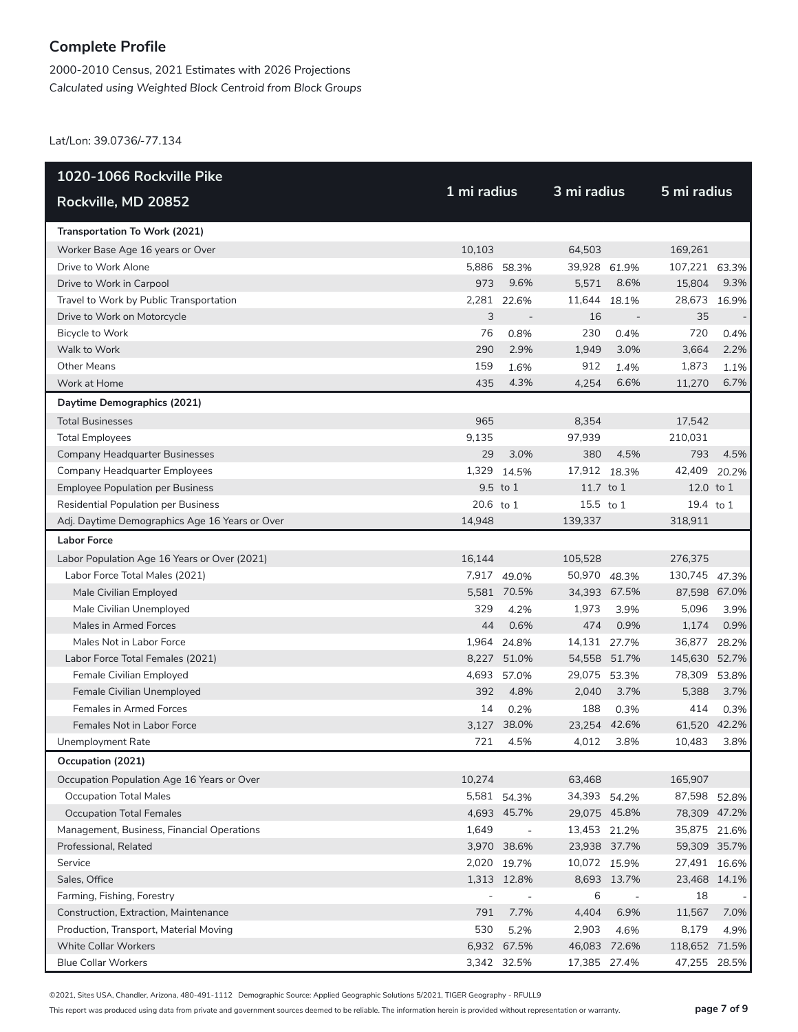## Complete Profile

2000-2010 Census, 2021 Estimates with 2026 Projections
*Calculated using Weighted Block Centroid from Block Groups*

Lat/Lon: 39.0736/-77.134

| 1020-1066 Rockville Pike<br>Rockville, MD 20852 | 1 mi radius | | 3 mi radius | | 5 mi radius | |
|---|---|---|---|---|---|---|
| **Transportation To Work (2021)** | | | | | | |
| Worker Base Age 16 years or Over | 10,103 | | 64,503 | | 169,261 | |
| Drive to Work Alone | 5,886 | 58.3% | 39,928 | 61.9% | 107,221 | 63.3% |
| Drive to Work in Carpool | 973 | 9.6% | 5,571 | 8.6% | 15,804 | 9.3% |
| Travel to Work by Public Transportation | 2,281 | 22.6% | 11,644 | 18.1% | 28,673 | 16.9% |
| Drive to Work on Motorcycle | 3 | - | 16 | - | 35 | - |
| Bicycle to Work | 76 | 0.8% | 230 | 0.4% | 720 | 0.4% |
| Walk to Work | 290 | 2.9% | 1,949 | 3.0% | 3,664 | 2.2% |
| Other Means | 159 | 1.6% | 912 | 1.4% | 1,873 | 1.1% |
| Work at Home | 435 | 4.3% | 4,254 | 6.6% | 11,270 | 6.7% |
| **Daytime Demographics (2021)** | | | | | | |
| Total Businesses | 965 | | 8,354 | | 17,542 | |
| Total Employees | 9,135 | | 97,939 | | 210,031 | |
| Company Headquarter Businesses | 29 | 3.0% | 380 | 4.5% | 793 | 4.5% |
| Company Headquarter Employees | 1,329 | 14.5% | 17,912 | 18.3% | 42,409 | 20.2% |
| Employee Population per Business | 9.5 | to 1 | 11.7 | to 1 | 12.0 | to 1 |
| Residential Population per Business | 20.6 | to 1 | 15.5 | to 1 | 19.4 | to 1 |
| Adj. Daytime Demographics Age 16 Years or Over | 14,948 | | 139,337 | | 318,911 | |
| **Labor Force** | | | | | | |
| Labor Population Age 16 Years or Over (2021) | 16,144 | | 105,528 | | 276,375 | |
| Labor Force Total Males (2021) | 7,917 | 49.0% | 50,970 | 48.3% | 130,745 | 47.3% |
| Male Civilian Employed | 5,581 | 70.5% | 34,393 | 67.5% | 87,598 | 67.0% |
| Male Civilian Unemployed | 329 | 4.2% | 1,973 | 3.9% | 5,096 | 3.9% |
| Males in Armed Forces | 44 | 0.6% | 474 | 0.9% | 1,174 | 0.9% |
| Males Not in Labor Force | 1,964 | 24.8% | 14,131 | 27.7% | 36,877 | 28.2% |
| Labor Force Total Females (2021) | 8,227 | 51.0% | 54,558 | 51.7% | 145,630 | 52.7% |
| Female Civilian Employed | 4,693 | 57.0% | 29,075 | 53.3% | 78,309 | 53.8% |
| Female Civilian Unemployed | 392 | 4.8% | 2,040 | 3.7% | 5,388 | 3.7% |
| Females in Armed Forces | 14 | 0.2% | 188 | 0.3% | 414 | 0.3% |
| Females Not in Labor Force | 3,127 | 38.0% | 23,254 | 42.6% | 61,520 | 42.2% |
| Unemployment Rate | 721 | 4.5% | 4,012 | 3.8% | 10,483 | 3.8% |
| **Occupation (2021)** | | | | | | |
| Occupation Population Age 16 Years or Over | 10,274 | | 63,468 | | 165,907 | |
| Occupation Total Males | 5,581 | 54.3% | 34,393 | 54.2% | 87,598 | 52.8% |
| Occupation Total Females | 4,693 | 45.7% | 29,075 | 45.8% | 78,309 | 47.2% |
| Management, Business, Financial Operations | 1,649 | - | 13,453 | 21.2% | 35,875 | 21.6% |
| Professional, Related | 3,970 | 38.6% | 23,938 | 37.7% | 59,309 | 35.7% |
| Service | 2,020 | 19.7% | 10,072 | 15.9% | 27,491 | 16.6% |
| Sales, Office | 1,313 | 12.8% | 8,693 | 13.7% | 23,468 | 14.1% |
| Farming, Fishing, Forestry | - | - | 6 | - | 18 | - |
| Construction, Extraction, Maintenance | 791 | 7.7% | 4,404 | 6.9% | 11,567 | 7.0% |
| Production, Transport, Material Moving | 530 | 5.2% | 2,903 | 4.6% | 8,179 | 4.9% |
| White Collar Workers | 6,932 | 67.5% | 46,083 | 72.6% | 118,652 | 71.5% |
| Blue Collar Workers | 3,342 | 32.5% | 17,385 | 27.4% | 47,255 | 28.5% |

©2021, Sites USA, Chandler, Arizona, 480-491-1112 Demographic Source: Applied Geographic Solutions 5/2021, TIGER Geography - RFULL9

This report was produced using data from private and government sources deemed to be reliable. The information herein is provided without representation or warranty.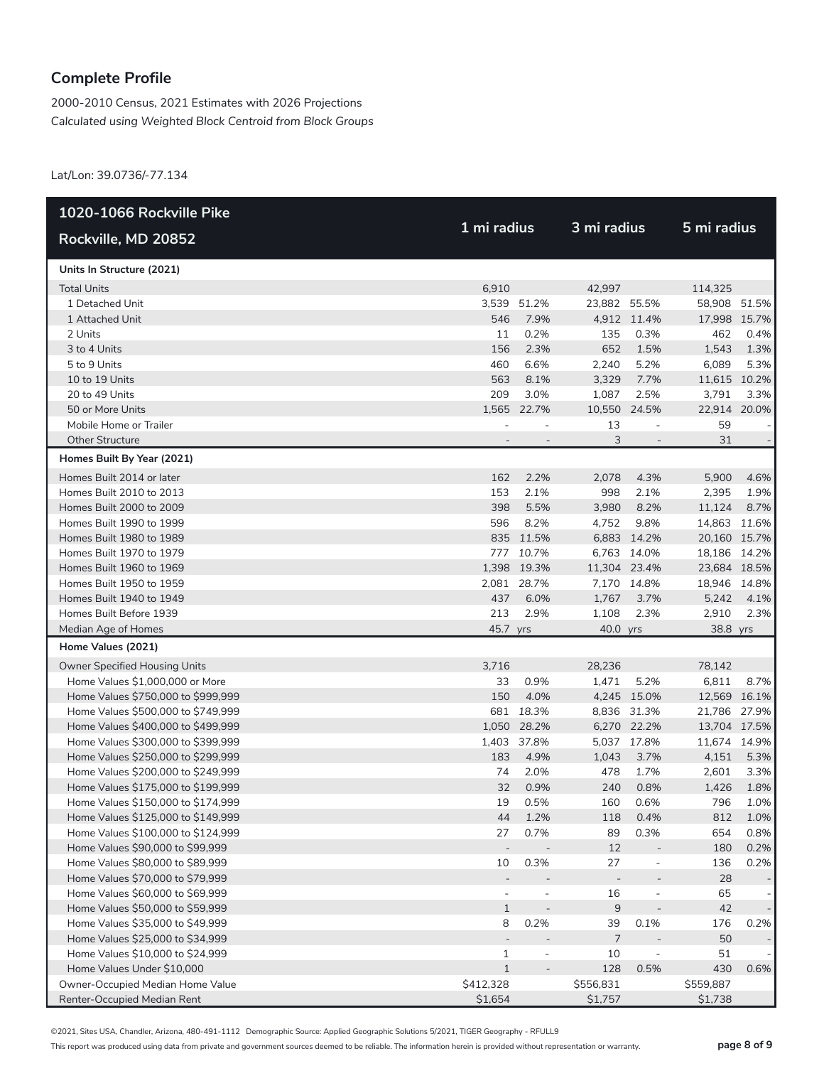## Complete Profile

2000-2010 Census, 2021 Estimates with 2026 Projections
*Calculated using Weighted Block Centroid from Block Groups*

Lat/Lon: 39.0736/-77.134

| 1020-1066 Rockville Pike Rockville, MD 20852 | 1 mi radius | | 3 mi radius | | 5 mi radius | |
|---|---|---|---|---|---|---|
| **Units In Structure (2021)** | | | | | | |
| Total Units | 6,910 | | 42,997 | | 114,325 | |
| 1 Detached Unit | 3,539 | 51.2% | 23,882 | 55.5% | 58,908 | 51.5% |
| 1 Attached Unit | 546 | 7.9% | 4,912 | 11.4% | 17,998 | 15.7% |
| 2 Units | 11 | 0.2% | 135 | 0.3% | 462 | 0.4% |
| 3 to 4 Units | 156 | 2.3% | 652 | 1.5% | 1,543 | 1.3% |
| 5 to 9 Units | 460 | 6.6% | 2,240 | 5.2% | 6,089 | 5.3% |
| 10 to 19 Units | 563 | 8.1% | 3,329 | 7.7% | 11,615 | 10.2% |
| 20 to 49 Units | 209 | 3.0% | 1,087 | 2.5% | 3,791 | 3.3% |
| 50 or More Units | 1,565 | 22.7% | 10,550 | 24.5% | 22,914 | 20.0% |
| Mobile Home or Trailer | - | - | 13 | - | 59 | - |
| Other Structure | - | - | 3 | - | 31 | - |
| **Homes Built By Year (2021)** | | | | | | |
| Homes Built 2014 or later | 162 | 2.2% | 2,078 | 4.3% | 5,900 | 4.6% |
| Homes Built 2010 to 2013 | 153 | 2.1% | 998 | 2.1% | 2,395 | 1.9% |
| Homes Built 2000 to 2009 | 398 | 5.5% | 3,980 | 8.2% | 11,124 | 8.7% |
| Homes Built 1990 to 1999 | 596 | 8.2% | 4,752 | 9.8% | 14,863 | 11.6% |
| Homes Built 1980 to 1989 | 835 | 11.5% | 6,883 | 14.2% | 20,160 | 15.7% |
| Homes Built 1970 to 1979 | 777 | 10.7% | 6,763 | 14.0% | 18,186 | 14.2% |
| Homes Built 1960 to 1969 | 1,398 | 19.3% | 11,304 | 23.4% | 23,684 | 18.5% |
| Homes Built 1950 to 1959 | 2,081 | 28.7% | 7,170 | 14.8% | 18,946 | 14.8% |
| Homes Built 1940 to 1949 | 437 | 6.0% | 1,767 | 3.7% | 5,242 | 4.1% |
| Homes Built Before 1939 | 213 | 2.9% | 1,108 | 2.3% | 2,910 | 2.3% |
| Median Age of Homes | 45.7 | yrs | 40.0 | yrs | 38.8 | yrs |
| **Home Values (2021)** | | | | | | |
| Owner Specified Housing Units | 3,716 | | 28,236 | | 78,142 | |
| Home Values $1,000,000 or More | 33 | 0.9% | 1,471 | 5.2% | 6,811 | 8.7% |
| Home Values $750,000 to $999,999 | 150 | 4.0% | 4,245 | 15.0% | 12,569 | 16.1% |
| Home Values $500,000 to $749,999 | 681 | 18.3% | 8,836 | 31.3% | 21,786 | 27.9% |
| Home Values $400,000 to $499,999 | 1,050 | 28.2% | 6,270 | 22.2% | 13,704 | 17.5% |
| Home Values $300,000 to $399,999 | 1,403 | 37.8% | 5,037 | 17.8% | 11,674 | 14.9% |
| Home Values $250,000 to $299,999 | 183 | 4.9% | 1,043 | 3.7% | 4,151 | 5.3% |
| Home Values $200,000 to $249,999 | 74 | 2.0% | 478 | 1.7% | 2,601 | 3.3% |
| Home Values $175,000 to $199,999 | 32 | 0.9% | 240 | 0.8% | 1,426 | 1.8% |
| Home Values $150,000 to $174,999 | 19 | 0.5% | 160 | 0.6% | 796 | 1.0% |
| Home Values $125,000 to $149,999 | 44 | 1.2% | 118 | 0.4% | 812 | 1.0% |
| Home Values $100,000 to $124,999 | 27 | 0.7% | 89 | 0.3% | 654 | 0.8% |
| Home Values $90,000 to $99,999 | - | - | 12 | - | 180 | 0.2% |
| Home Values $80,000 to $89,999 | 10 | 0.3% | 27 | - | 136 | 0.2% |
| Home Values $70,000 to $79,999 | - | - | - | - | 28 | - |
| Home Values $60,000 to $69,999 | - | - | 16 | - | 65 | - |
| Home Values $50,000 to $59,999 | 1 | - | 9 | - | 42 | - |
| Home Values $35,000 to $49,999 | 8 | 0.2% | 39 | 0.1% | 176 | 0.2% |
| Home Values $25,000 to $34,999 | - | - | 7 | - | 50 | - |
| Home Values $10,000 to $24,999 | 1 | - | 10 | - | 51 | - |
| Home Values Under $10,000 | 1 | - | 128 | 0.5% | 430 | 0.6% |
| Owner-Occupied Median Home Value | $412,328 | | $556,831 | | $559,887 | |
| Renter-Occupied Median Rent | $1,654 | | $1,757 | | $1,738 | |

©2021, Sites USA, Chandler, Arizona, 480-491-1112 Demographic Source: Applied Geographic Solutions 5/2021, TIGER Geography - RFULL9

This report was produced using data from private and government sources deemed to be reliable. The information herein is provided without representation or warranty.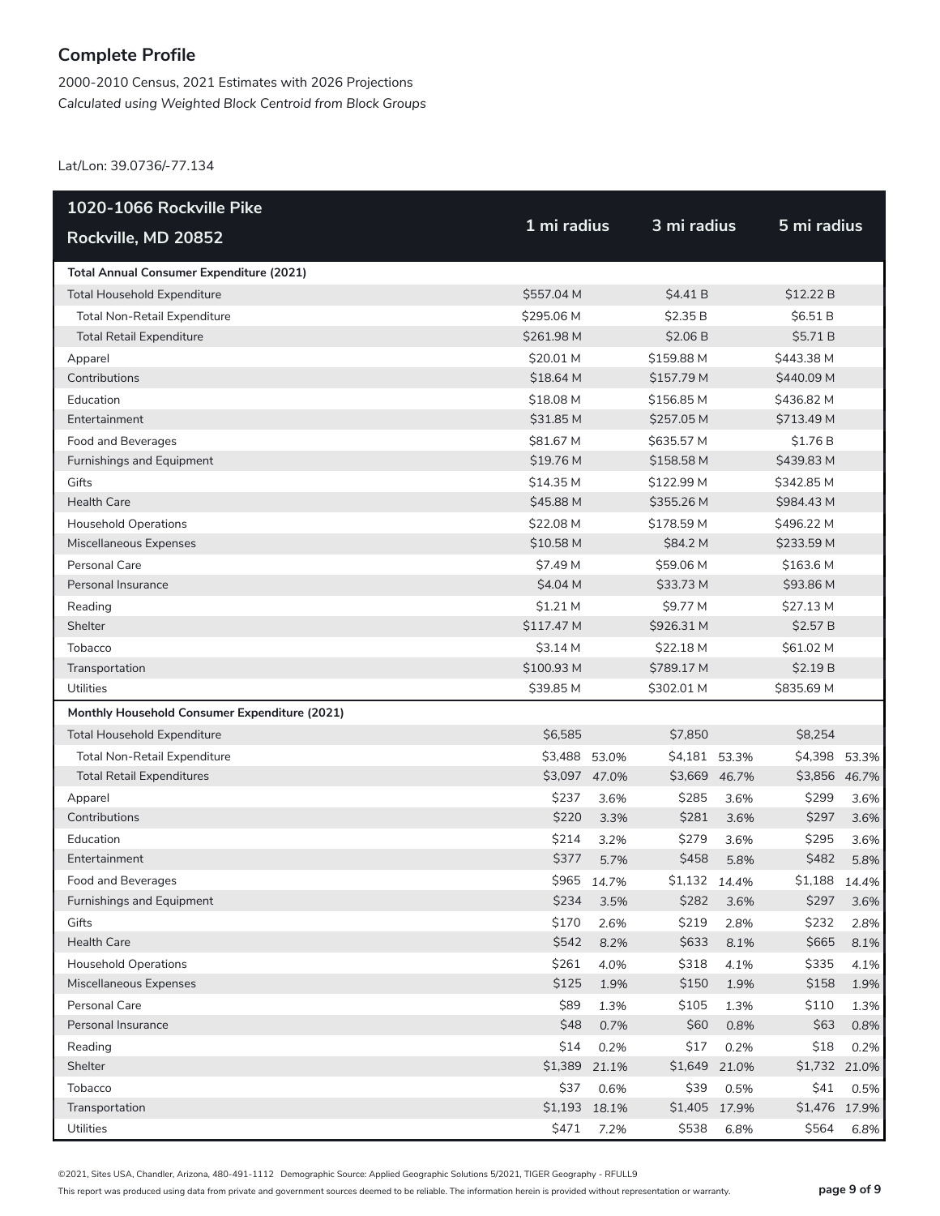## Complete Profile

2000-2010 Census, 2021 Estimates with 2026 Projections
*Calculated using Weighted Block Centroid from Block Groups*

Lat/Lon: 39.0736/-77.134

| 1020-1066 Rockville Pike Rockville, MD 20852 | 1 mi radius | | 3 mi radius | | 5 mi radius | |
|---|---|---|---|---|---|---|
| **Total Annual Consumer Expenditure (2021)** | | | | | | |
| Total Household Expenditure | $557.04 M | | $4.41 B | | $12.22 B | |
| Total Non-Retail Expenditure | $295.06 M | | $2.35 B | | $6.51 B | |
| Total Retail Expenditure | $261.98 M | | $2.06 B | | $5.71 B | |
| Apparel | $20.01 M | | $159.88 M | | $443.38 M | |
| Contributions | $18.64 M | | $157.79 M | | $440.09 M | |
| Education | $18.08 M | | $156.85 M | | $436.82 M | |
| Entertainment | $31.85 M | | $257.05 M | | $713.49 M | |
| Food and Beverages | $81.67 M | | $635.57 M | | $1.76 B | |
| Furnishings and Equipment | $19.76 M | | $158.58 M | | $439.83 M | |
| Gifts | $14.35 M | | $122.99 M | | $342.85 M | |
| Health Care | $45.88 M | | $355.26 M | | $984.43 M | |
| Household Operations | $22.08 M | | $178.59 M | | $496.22 M | |
| Miscellaneous Expenses | $10.58 M | | $84.2 M | | $233.59 M | |
| Personal Care | $7.49 M | | $59.06 M | | $163.6 M | |
| Personal Insurance | $4.04 M | | $33.73 M | | $93.86 M | |
| Reading | $1.21 M | | $9.77 M | | $27.13 M | |
| Shelter | $117.47 M | | $926.31 M | | $2.57 B | |
| Tobacco | $3.14 M | | $22.18 M | | $61.02 M | |
| Transportation | $100.93 M | | $789.17 M | | $2.19 B | |
| Utilities | $39.85 M | | $302.01 M | | $835.69 M | |
| **Monthly Household Consumer Expenditure (2021)** | | | | | | |
| Total Household Expenditure | $6,585 | | $7,850 | | $8,254 | |
| Total Non-Retail Expenditure | $3,488 | 53.0% | $4,181 | 53.3% | $4,398 | 53.3% |
| Total Retail Expenditures | $3,097 | 47.0% | $3,669 | 46.7% | $3,856 | 46.7% |
| Apparel | $237 | 3.6% | $285 | 3.6% | $299 | 3.6% |
| Contributions | $220 | 3.3% | $281 | 3.6% | $297 | 3.6% |
| Education | $214 | 3.2% | $279 | 3.6% | $295 | 3.6% |
| Entertainment | $377 | 5.7% | $458 | 5.8% | $482 | 5.8% |
| Food and Beverages | $965 | 14.7% | $1,132 | 14.4% | $1,188 | 14.4% |
| Furnishings and Equipment | $234 | 3.5% | $282 | 3.6% | $297 | 3.6% |
| Gifts | $170 | 2.6% | $219 | 2.8% | $232 | 2.8% |
| Health Care | $542 | 8.2% | $633 | 8.1% | $665 | 8.1% |
| Household Operations | $261 | 4.0% | $318 | 4.1% | $335 | 4.1% |
| Miscellaneous Expenses | $125 | 1.9% | $150 | 1.9% | $158 | 1.9% |
| Personal Care | $89 | 1.3% | $105 | 1.3% | $110 | 1.3% |
| Personal Insurance | $48 | 0.7% | $60 | 0.8% | $63 | 0.8% |
| Reading | $14 | 0.2% | $17 | 0.2% | $18 | 0.2% |
| Shelter | $1,389 | 21.1% | $1,649 | 21.0% | $1,732 | 21.0% |
| Tobacco | $37 | 0.6% | $39 | 0.5% | $41 | 0.5% |
| Transportation | $1,193 | 18.1% | $1,405 | 17.9% | $1,476 | 17.9% |
| Utilities | $471 | 7.2% | $538 | 6.8% | $564 | 6.8% |

©2021, Sites USA, Chandler, Arizona, 480-491-1112 Demographic Source: Applied Geographic Solutions 5/2021, TIGER Geography - RFULL9

This report was produced using data from private and government sources deemed to be reliable. The information herein is provided without representation or warranty.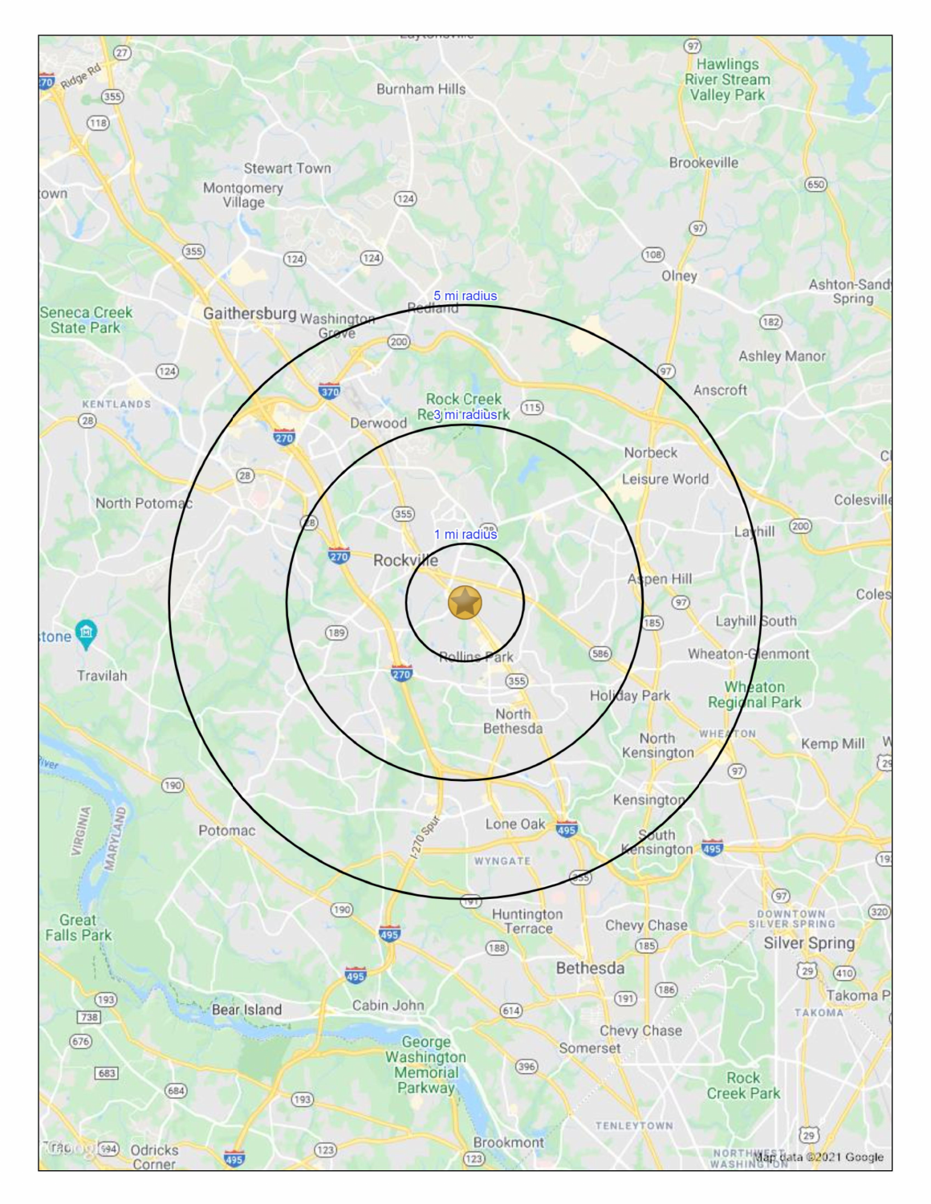5 mi radius

3 mi radius

1 mi radius

Map data ©2021 Google